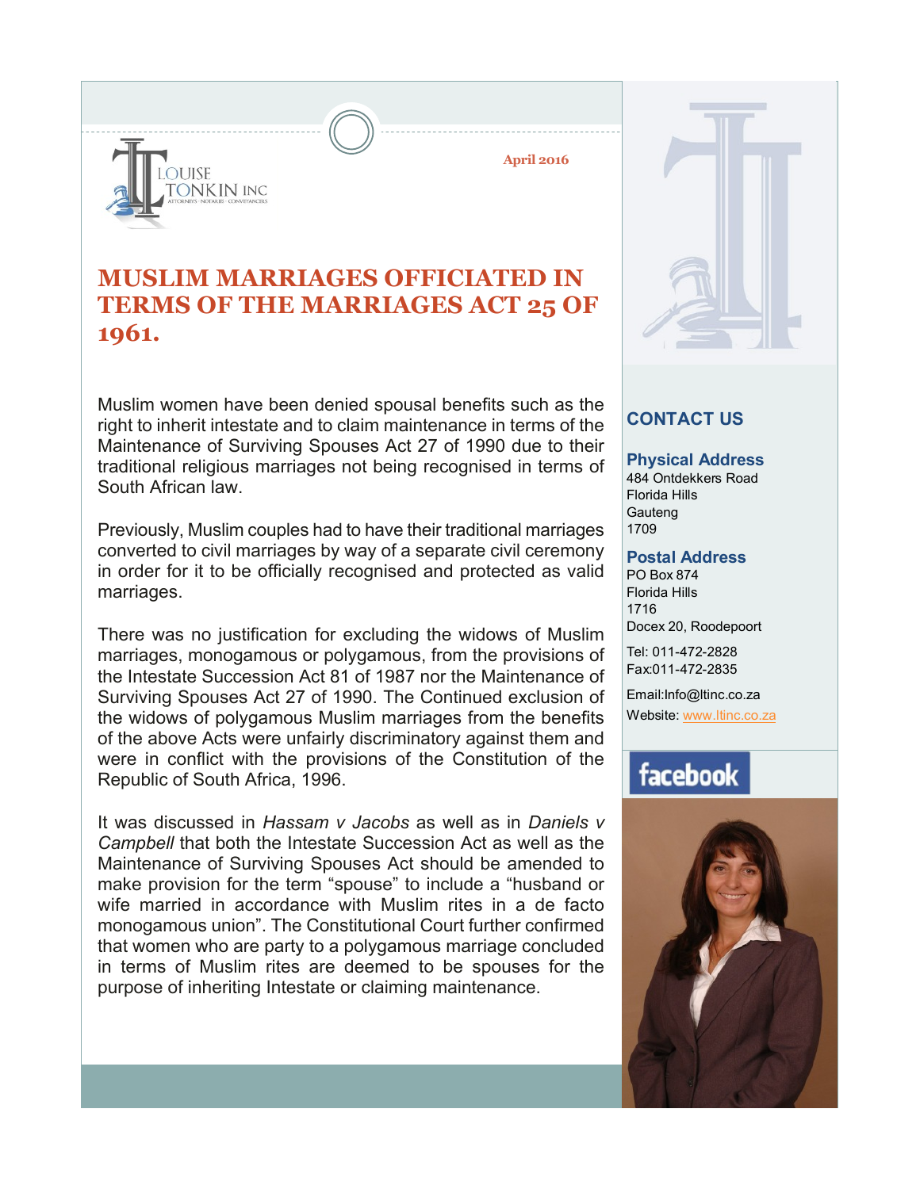LOUISE TONKIN INC

ATTORNEYS · NOTARIES · CONVEYANCERS

April 2016

# MUSLIM MARRIAGES OFFICIATED IN TERMS OF THE MARRIAGES ACT 25 OF 1961.

Muslim women have been denied spousal benefits such as the right to inherit intestate and to claim maintenance in terms of the Maintenance of Surviving Spouses Act 27 of 1990 due to their traditional religious marriages not being recognised in terms of South African law.

Previously, Muslim couples had to have their traditional marriages converted to civil marriages by way of a separate civil ceremony in order for it to be officially recognised and protected as valid marriages.

There was no justification for excluding the widows of Muslim marriages, monogamous or polygamous, from the provisions of the Intestate Succession Act 81 of 1987 nor the Maintenance of Surviving Spouses Act 27 of 1990. The Continued exclusion of the widows of polygamous Muslim marriages from the benefits of the above Acts were unfairly discriminatory against them and were in conflict with the provisions of the Constitution of the Republic of South Africa, 1996.

It was discussed in *Hassam v Jacobs* as well as in *Daniels v Campbell* that both the Intestate Succession Act as well as the Maintenance of Surviving Spouses Act should be amended to make provision for the term "spouse" to include a "husband or wife married in accordance with Muslim rites in a de facto monogamous union". The Constitutional Court further confirmed that women who are party to a polygamous marriage concluded in terms of Muslim rites are deemed to be spouses for the purpose of inheriting Intestate or claiming maintenance.

## CONTACT US

### Physical Address

484 Ontdekkers Road
Florida Hills
Gauteng
1709

### Postal Address

PO Box 874
Florida Hills
1716
Docex 20, Roodepoort

Tel: 011-472-2828
Fax:011-472-2835

Email:Info@ltinc.co.za
Website: www.ltinc.co.za

facebook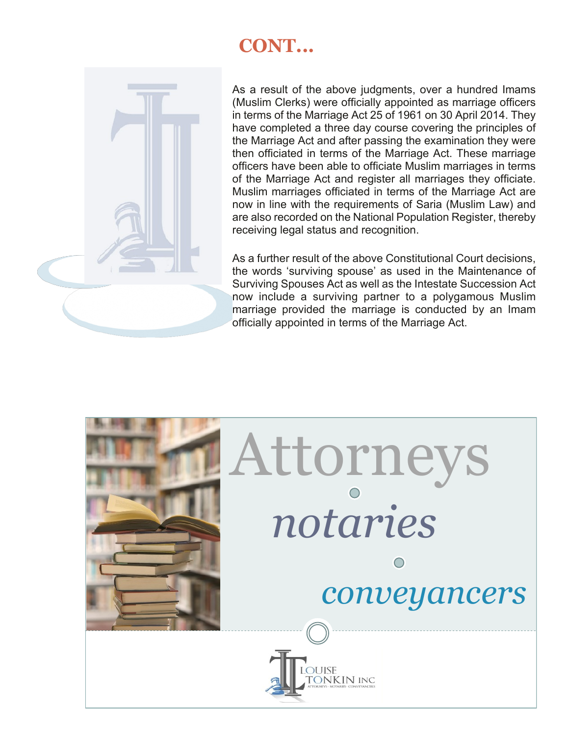# CONT...

As a result of the above judgments, over a hundred Imams (Muslim Clerks) were officially appointed as marriage officers in terms of the Marriage Act 25 of 1961 on 30 April 2014. They have completed a three day course covering the principles of the Marriage Act and after passing the examination they were then officiated in terms of the Marriage Act. These marriage officers have been able to officiate Muslim marriages in terms of the Marriage Act and register all marriages they officiate. Muslim marriages officiated in terms of the Marriage Act are now in line with the requirements of Saria (Muslim Law) and are also recorded on the National Population Register, thereby receiving legal status and recognition.

As a further result of the above Constitutional Court decisions, the words 'surviving spouse' as used in the Maintenance of Surviving Spouses Act as well as the Intestate Succession Act now include a surviving partner to a polygamous Muslim marriage provided the marriage is conducted by an Imam officially appointed in terms of the Marriage Act.

Attorneys

*notaries*

*conveyancers*

LOUISE TONKIN INC

ATTORNEYS · NOTARIES · CONVEYANCERS